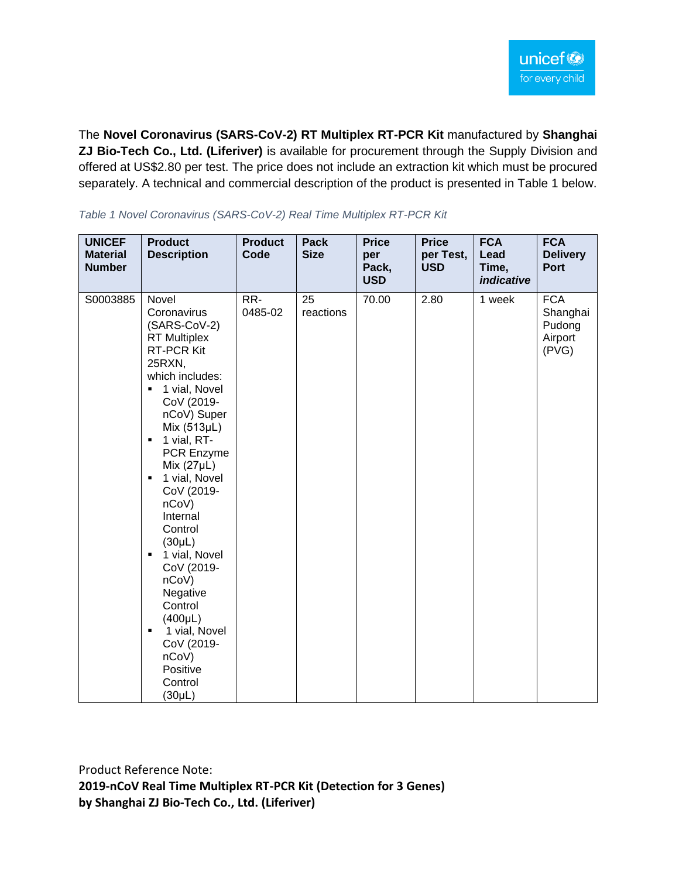The **Novel Coronavirus (SARS-CoV-2) RT Multiplex RT-PCR Kit** manufactured by **Shanghai ZJ Bio-Tech Co., Ltd. (Liferiver)** is available for procurement through the Supply Division and offered at US$2.80 per test. The price does not include an extraction kit which must be procured separately. A technical and commercial description of the product is presented in Table 1 below.

*Table 1 Novel Coronavirus (SARS-CoV-2) Real Time Multiplex RT-PCR Kit*

| UNICEF Material Number | Product Description | Product Code | Pack Size | Price per Pack, USD | Price per Test, USD | FCA Lead Time, *indicative* | FCA Delivery Port |
|---|---|---|---|---|---|---|---|
| S0003885 | Novel Coronavirus (SARS-CoV-2) RT Multiplex RT-PCR Kit 25RXN, which includes:<br>▪ 1 vial, Novel CoV (2019-nCoV) Super Mix (513µL)<br>▪ 1 vial, RT-PCR Enzyme Mix (27µL)<br>▪ 1 vial, Novel CoV (2019-nCoV) Internal Control (30µL)<br>▪ 1 vial, Novel CoV (2019-nCoV) Negative Control (400µL)<br>▪ 1 vial, Novel CoV (2019-nCoV) Positive Control (30µL) | RR-0485-02 | 25 reactions | 70.00 | 2.80 | 1 week | FCA Shanghai Pudong Airport (PVG) |

Product Reference Note:

**2019-nCoV Real Time Multiplex RT-PCR Kit (Detection for 3 Genes) by Shanghai ZJ Bio-Tech Co., Ltd. (Liferiver)**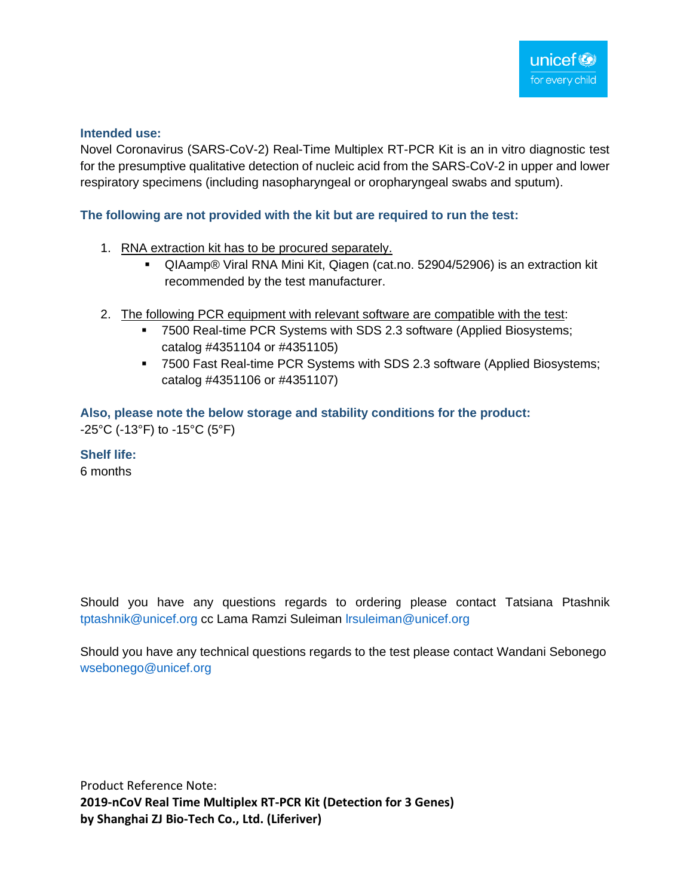**Intended use:**

Novel Coronavirus (SARS-CoV-2) Real-Time Multiplex RT-PCR Kit is an in vitro diagnostic test for the presumptive qualitative detection of nucleic acid from the SARS-CoV-2 in upper and lower respiratory specimens (including nasopharyngeal or oropharyngeal swabs and sputum).

**The following are not provided with the kit but are required to run the test:**

1. <u>RNA extraction kit has to be procured separately.</u>
   - QIAamp® Viral RNA Mini Kit, Qiagen (cat.no. 52904/52906) is an extraction kit recommended by the test manufacturer.

2. <u>The following PCR equipment with relevant software are compatible with the test</u>:
   - 7500 Real-time PCR Systems with SDS 2.3 software (Applied Biosystems; catalog #4351104 or #4351105)
   - 7500 Fast Real-time PCR Systems with SDS 2.3 software (Applied Biosystems; catalog #4351106 or #4351107)

**Also, please note the below storage and stability conditions for the product:**

-25°C (-13°F) to -15°C (5°F)

**Shelf life:**

6 months

Should you have any questions regards to ordering please contact Tatsiana Ptashnik tptashnik@unicef.org cc Lama Ramzi Suleiman lrsuleiman@unicef.org

Should you have any technical questions regards to the test please contact Wandani Sebonego wsebonego@unicef.org

Product Reference Note:
**2019-nCoV Real Time Multiplex RT-PCR Kit (Detection for 3 Genes) by Shanghai ZJ Bio-Tech Co., Ltd. (Liferiver)**